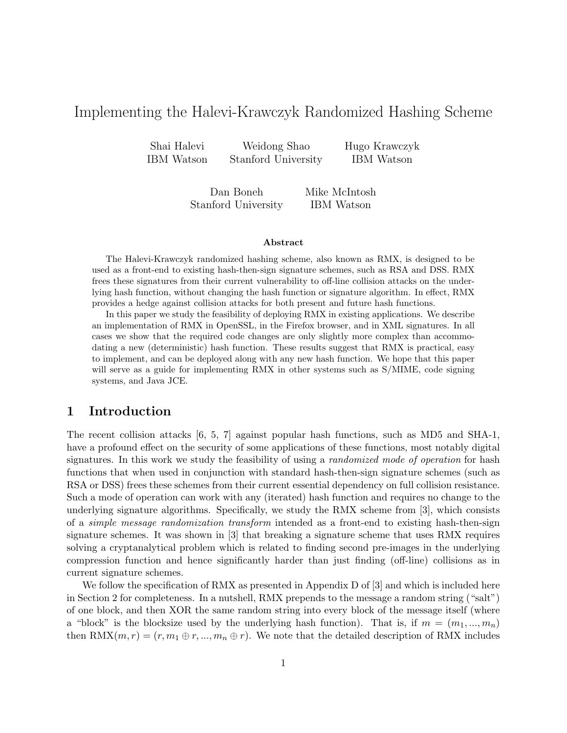# Implementing the Halevi-Krawczyk Randomized Hashing Scheme

Shai Halevi
IBM Watson

Weidong Shao
Stanford University

Hugo Krawczyk
IBM Watson

Dan Boneh
Stanford University

Mike McIntosh
IBM Watson

**Abstract**

The Halevi-Krawczyk randomized hashing scheme, also known as RMX, is designed to be used as a front-end to existing hash-then-sign signature schemes, such as RSA and DSS. RMX frees these signatures from their current vulnerability to off-line collision attacks on the underlying hash function, without changing the hash function or signature algorithm. In effect, RMX provides a hedge against collision attacks for both present and future hash functions.

In this paper we study the feasibility of deploying RMX in existing applications. We describe an implementation of RMX in OpenSSL, in the Firefox browser, and in XML signatures. In all cases we show that the required code changes are only slightly more complex than accommodating a new (deterministic) hash function. These results suggest that RMX is practical, easy to implement, and can be deployed along with any new hash function. We hope that this paper will serve as a guide for implementing RMX in other systems such as S/MIME, code signing systems, and Java JCE.

## 1 Introduction

The recent collision attacks [6, 5, 7] against popular hash functions, such as MD5 and SHA-1, have a profound effect on the security of some applications of these functions, most notably digital signatures. In this work we study the feasibility of using a *randomized mode of operation* for hash functions that when used in conjunction with standard hash-then-sign signature schemes (such as RSA or DSS) frees these schemes from their current essential dependency on full collision resistance. Such a mode of operation can work with any (iterated) hash function and requires no change to the underlying signature algorithms. Specifically, we study the RMX scheme from [3], which consists of a *simple message randomization transform* intended as a front-end to existing hash-then-sign signature schemes. It was shown in [3] that breaking a signature scheme that uses RMX requires solving a cryptanalytical problem which is related to finding second pre-images in the underlying compression function and hence significantly harder than just finding (off-line) collisions as in current signature schemes.

We follow the specification of RMX as presented in Appendix D of [3] and which is included here in Section 2 for completeness. In a nutshell, RMX prepends to the message a random string ("salt") of one block, and then XOR the same random string into every block of the message itself (where a "block" is the blocksize used by the underlying hash function). That is, if $m = (m_1, ..., m_n)$ then $\text{RMX}(m, r) = (r, m_1 \oplus r, ..., m_n \oplus r)$. We note that the detailed description of RMX includes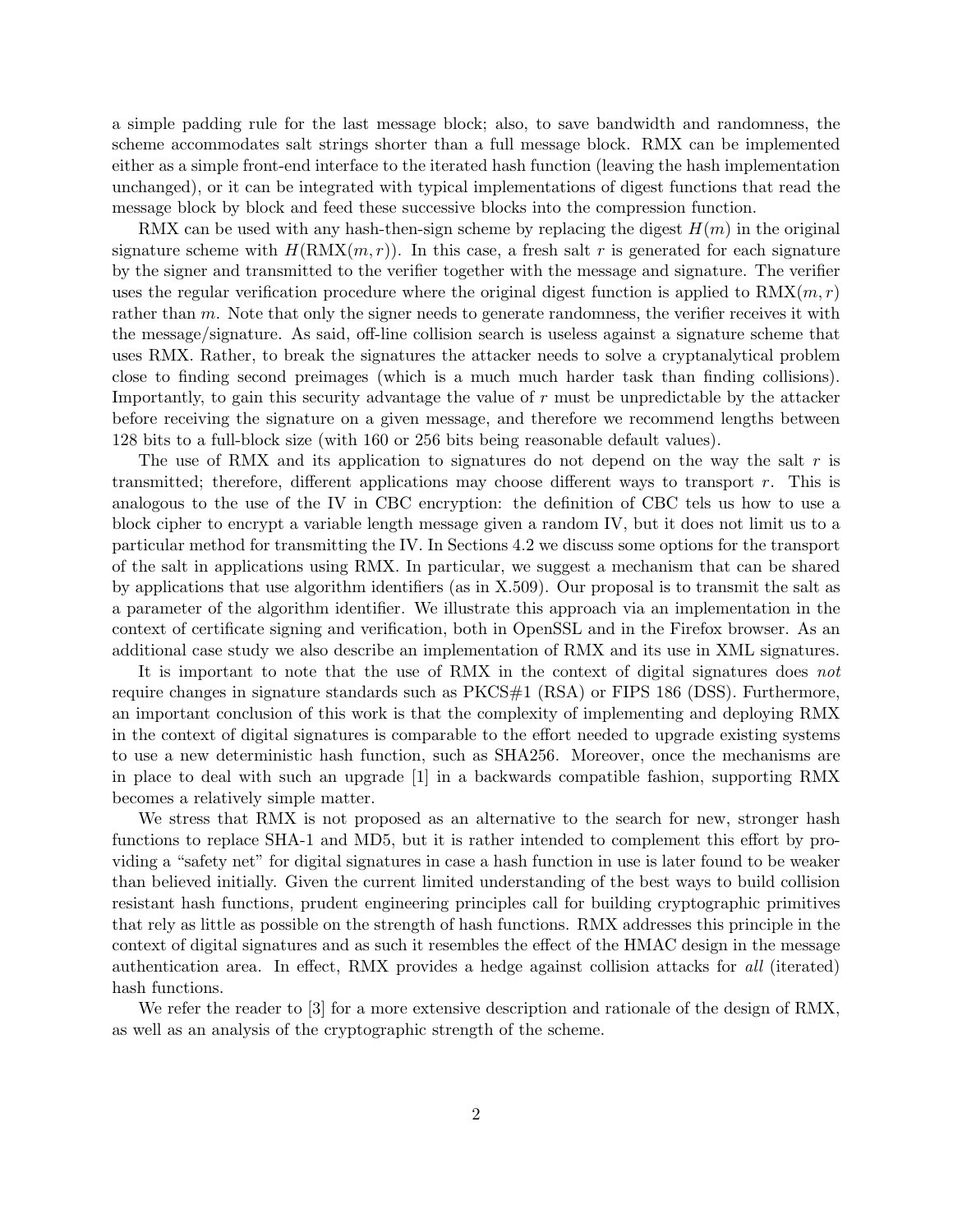a simple padding rule for the last message block; also, to save bandwidth and randomness, the scheme accommodates salt strings shorter than a full message block. RMX can be implemented either as a simple front-end interface to the iterated hash function (leaving the hash implementation unchanged), or it can be integrated with typical implementations of digest functions that read the message block by block and feed these successive blocks into the compression function.

RMX can be used with any hash-then-sign scheme by replacing the digest $H(m)$ in the original signature scheme with $H(\mathrm{RMX}(m, r))$. In this case, a fresh salt $r$ is generated for each signature by the signer and transmitted to the verifier together with the message and signature. The verifier uses the regular verification procedure where the original digest function is applied to $\mathrm{RMX}(m, r)$ rather than $m$. Note that only the signer needs to generate randomness, the verifier receives it with the message/signature. As said, off-line collision search is useless against a signature scheme that uses RMX. Rather, to break the signatures the attacker needs to solve a cryptanalytical problem close to finding second preimages (which is a much much harder task than finding collisions). Importantly, to gain this security advantage the value of $r$ must be unpredictable by the attacker before receiving the signature on a given message, and therefore we recommend lengths between 128 bits to a full-block size (with 160 or 256 bits being reasonable default values).

The use of RMX and its application to signatures do not depend on the way the salt $r$ is transmitted; therefore, different applications may choose different ways to transport $r$. This is analogous to the use of the IV in CBC encryption: the definition of CBC tels us how to use a block cipher to encrypt a variable length message given a random IV, but it does not limit us to a particular method for transmitting the IV. In Sections 4.2 we discuss some options for the transport of the salt in applications using RMX. In particular, we suggest a mechanism that can be shared by applications that use algorithm identifiers (as in X.509). Our proposal is to transmit the salt as a parameter of the algorithm identifier. We illustrate this approach via an implementation in the context of certificate signing and verification, both in OpenSSL and in the Firefox browser. As an additional case study we also describe an implementation of RMX and its use in XML signatures.

It is important to note that the use of RMX in the context of digital signatures does *not* require changes in signature standards such as PKCS#1 (RSA) or FIPS 186 (DSS). Furthermore, an important conclusion of this work is that the complexity of implementing and deploying RMX in the context of digital signatures is comparable to the effort needed to upgrade existing systems to use a new deterministic hash function, such as SHA256. Moreover, once the mechanisms are in place to deal with such an upgrade [1] in a backwards compatible fashion, supporting RMX becomes a relatively simple matter.

We stress that RMX is not proposed as an alternative to the search for new, stronger hash functions to replace SHA-1 and MD5, but it is rather intended to complement this effort by providing a "safety net" for digital signatures in case a hash function in use is later found to be weaker than believed initially. Given the current limited understanding of the best ways to build collision resistant hash functions, prudent engineering principles call for building cryptographic primitives that rely as little as possible on the strength of hash functions. RMX addresses this principle in the context of digital signatures and as such it resembles the effect of the HMAC design in the message authentication area. In effect, RMX provides a hedge against collision attacks for *all* (iterated) hash functions.

We refer the reader to [3] for a more extensive description and rationale of the design of RMX, as well as an analysis of the cryptographic strength of the scheme.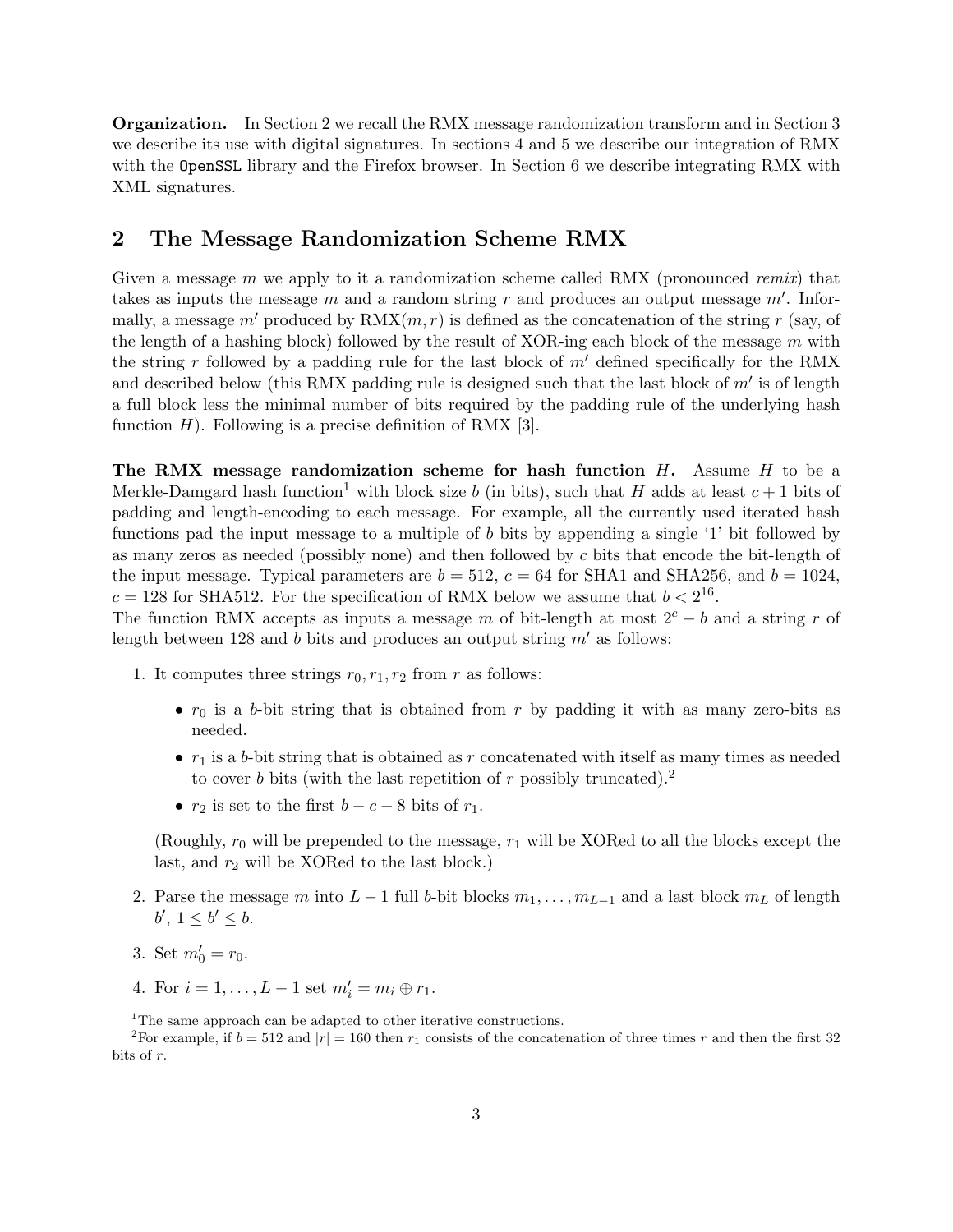**Organization.** In Section 2 we recall the RMX message randomization transform and in Section 3 we describe its use with digital signatures. In sections 4 and 5 we describe our integration of RMX with the `OpenSSL` library and the Firefox browser. In Section 6 we describe integrating RMX with XML signatures.

## 2 The Message Randomization Scheme RMX

Given a message $m$ we apply to it a randomization scheme called RMX (pronounced *remix*) that takes as inputs the message $m$ and a random string $r$ and produces an output message $m'$. Informally, a message $m'$ produced by $\mathrm{RMX}(m, r)$ is defined as the concatenation of the string $r$ (say, of the length of a hashing block) followed by the result of XOR-ing each block of the message $m$ with the string $r$ followed by a padding rule for the last block of $m'$ defined specifically for the RMX and described below (this RMX padding rule is designed such that the last block of $m'$ is of length a full block less the minimal number of bits required by the padding rule of the underlying hash function $H$). Following is a precise definition of RMX [3].

**The RMX message randomization scheme for hash function $H$.** Assume $H$ to be a Merkle-Damgard hash function[1] with block size $b$ (in bits), such that $H$ adds at least $c + 1$ bits of padding and length-encoding to each message. For example, all the currently used iterated hash functions pad the input message to a multiple of $b$ bits by appending a single '1' bit followed by as many zeros as needed (possibly none) and then followed by $c$ bits that encode the bit-length of the input message. Typical parameters are $b = 512$, $c = 64$ for SHA1 and SHA256, and $b = 1024$, $c = 128$ for SHA512. For the specification of RMX below we assume that $b < 2^{16}$.

The function RMX accepts as inputs a message $m$ of bit-length at most $2^c - b$ and a string $r$ of length between 128 and $b$ bits and produces an output string $m'$ as follows:

1. It computes three strings $r_0, r_1, r_2$ from $r$ as follows:
   - $r_0$ is a $b$-bit string that is obtained from $r$ by padding it with as many zero-bits as needed.
   - $r_1$ is a $b$-bit string that is obtained as $r$ concatenated with itself as many times as needed to cover $b$ bits (with the last repetition of $r$ possibly truncated).[2]
   - $r_2$ is set to the first $b - c - 8$ bits of $r_1$.

   (Roughly, $r_0$ will be prepended to the message, $r_1$ will be XORed to all the blocks except the last, and $r_2$ will be XORed to the last block.)

2. Parse the message $m$ into $L - 1$ full $b$-bit blocks $m_1, \ldots, m_{L-1}$ and a last block $m_L$ of length $b'$, $1 \leq b' \leq b$.
3. Set $m'_0 = r_0$.
4. For $i = 1, \ldots, L - 1$ set $m'_i = m_i \oplus r_1$.

[1] The same approach can be adapted to other iterative constructions.

[2] For example, if $b = 512$ and $|r| = 160$ then $r_1$ consists of the concatenation of three times $r$ and then the first 32 bits of $r$.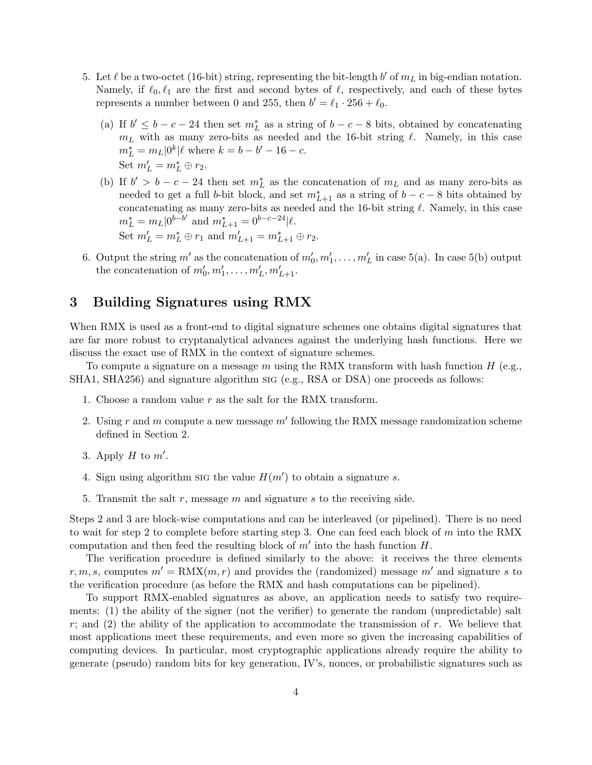5. Let $\ell$ be a two-octet (16-bit) string, representing the bit-length $b'$ of $m_L$ in big-endian notation. Namely, if $\ell_0, \ell_1$ are the first and second bytes of $\ell$, respectively, and each of these bytes represents a number between 0 and 255, then $b' = \ell_1 \cdot 256 + \ell_0$.

   (a) If $b' \leq b - c - 24$ then set $m^*_L$ as a string of $b - c - 8$ bits, obtained by concatenating $m_L$ with as many zero-bits as needed and the 16-bit string $\ell$. Namely, in this case $m^*_L = m_L|0^k|\ell$ where $k = b - b' - 16 - c$.
   Set $m'_L = m^*_L \oplus r_2$.

   (b) If $b' > b - c - 24$ then set $m^*_L$ as the concatenation of $m_L$ and as many zero-bits as needed to get a full $b$-bit block, and set $m^*_{L+1}$ as a string of $b - c - 8$ bits obtained by concatenating as many zero-bits as needed and the 16-bit string $\ell$. Namely, in this case $m^*_L = m_L|0^{b-b'}$ and $m^*_{L+1} = 0^{b-c-24}|\ell$.
   Set $m'_L = m^*_L \oplus r_1$ and $m'_{L+1} = m^*_{L+1} \oplus r_2$.

6. Output the string $m'$ as the concatenation of $m'_0, m'_1, \ldots, m'_L$ in case 5(a). In case 5(b) output the concatenation of $m'_0, m'_1, \ldots, m'_L, m'_{L+1}$.

## 3 Building Signatures using RMX

When RMX is used as a front-end to digital signature schemes one obtains digital signatures that are far more robust to cryptanalytical advances against the underlying hash functions. Here we discuss the exact use of RMX in the context of signature schemes.

To compute a signature on a message $m$ using the RMX transform with hash function $H$ (e.g., SHA1, SHA256) and signature algorithm SIG (e.g., RSA or DSA) one proceeds as follows:

1. Choose a random value $r$ as the salt for the RMX transform.
2. Using $r$ and $m$ compute a new message $m'$ following the RMX message randomization scheme defined in Section 2.
3. Apply $H$ to $m'$.
4. Sign using algorithm SIG the value $H(m')$ to obtain a signature $s$.
5. Transmit the salt $r$, message $m$ and signature $s$ to the receiving side.

Steps 2 and 3 are block-wise computations and can be interleaved (or pipelined). There is no need to wait for step 2 to complete before starting step 3. One can feed each block of $m$ into the RMX computation and then feed the resulting block of $m'$ into the hash function $H$.

The verification procedure is defined similarly to the above: it receives the three elements $r, m, s$, computes $m' = \text{RMX}(m, r)$ and provides the (randomized) message $m'$ and signature $s$ to the verification procedure (as before the RMX and hash computations can be pipelined).

To support RMX-enabled signatures as above, an application needs to satisfy two requirements: (1) the ability of the signer (not the verifier) to generate the random (unpredictable) salt $r$; and (2) the ability of the application to accommodate the transmission of $r$. We believe that most applications meet these requirements, and even more so given the increasing capabilities of computing devices. In particular, most cryptographic applications already require the ability to generate (pseudo) random bits for key generation, IV's, nonces, or probabilistic signatures such as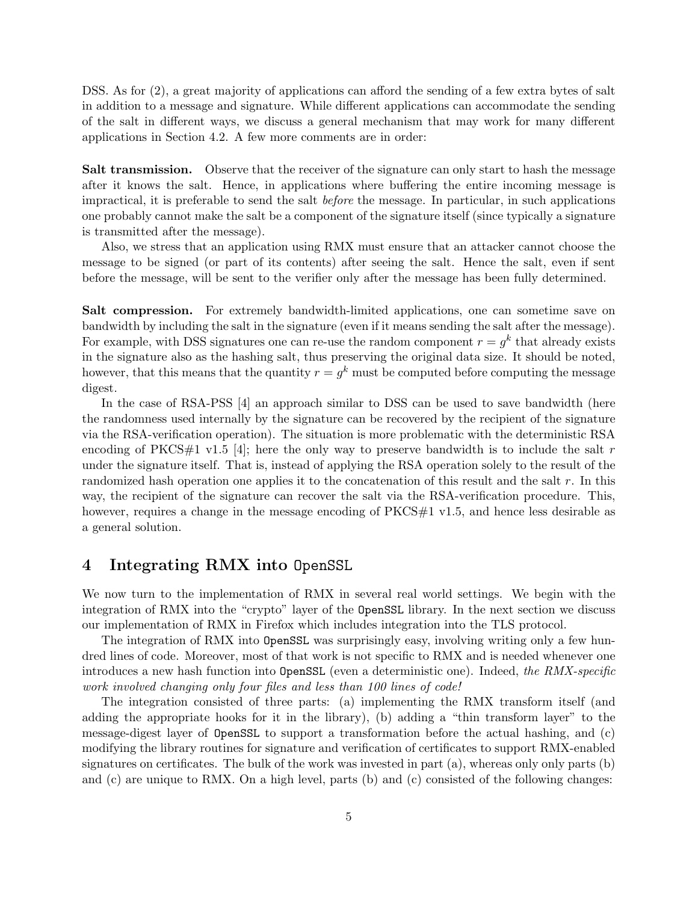DSS. As for (2), a great majority of applications can afford the sending of a few extra bytes of salt in addition to a message and signature. While different applications can accommodate the sending of the salt in different ways, we discuss a general mechanism that may work for many different applications in Section 4.2. A few more comments are in order:

**Salt transmission.** Observe that the receiver of the signature can only start to hash the message after it knows the salt. Hence, in applications where buffering the entire incoming message is impractical, it is preferable to send the salt *before* the message. In particular, in such applications one probably cannot make the salt be a component of the signature itself (since typically a signature is transmitted after the message).

Also, we stress that an application using RMX must ensure that an attacker cannot choose the message to be signed (or part of its contents) after seeing the salt. Hence the salt, even if sent before the message, will be sent to the verifier only after the message has been fully determined.

**Salt compression.** For extremely bandwidth-limited applications, one can sometime save on bandwidth by including the salt in the signature (even if it means sending the salt after the message). For example, with DSS signatures one can re-use the random component $r = g^k$ that already exists in the signature also as the hashing salt, thus preserving the original data size. It should be noted, however, that this means that the quantity $r = g^k$ must be computed before computing the message digest.

In the case of RSA-PSS [4] an approach similar to DSS can be used to save bandwidth (here the randomness used internally by the signature can be recovered by the recipient of the signature via the RSA-verification operation). The situation is more problematic with the deterministic RSA encoding of PKCS#1 v1.5 [4]; here the only way to preserve bandwidth is to include the salt $r$ under the signature itself. That is, instead of applying the RSA operation solely to the result of the randomized hash operation one applies it to the concatenation of this result and the salt $r$. In this way, the recipient of the signature can recover the salt via the RSA-verification procedure. This, however, requires a change in the message encoding of PKCS#1 v1.5, and hence less desirable as a general solution.

# 4 Integrating RMX into OpenSSL

We now turn to the implementation of RMX in several real world settings. We begin with the integration of RMX into the "crypto" layer of the OpenSSL library. In the next section we discuss our implementation of RMX in Firefox which includes integration into the TLS protocol.

The integration of RMX into OpenSSL was surprisingly easy, involving writing only a few hundred lines of code. Moreover, most of that work is not specific to RMX and is needed whenever one introduces a new hash function into OpenSSL (even a deterministic one). Indeed, *the RMX-specific work involved changing only four files and less than 100 lines of code!*

The integration consisted of three parts: (a) implementing the RMX transform itself (and adding the appropriate hooks for it in the library), (b) adding a "thin transform layer" to the message-digest layer of OpenSSL to support a transformation before the actual hashing, and (c) modifying the library routines for signature and verification of certificates to support RMX-enabled signatures on certificates. The bulk of the work was invested in part (a), whereas only only parts (b) and (c) are unique to RMX. On a high level, parts (b) and (c) consisted of the following changes: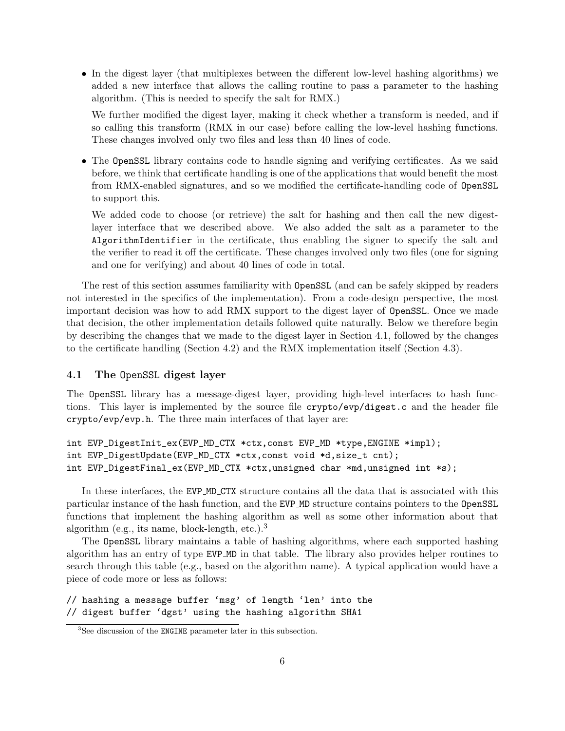- In the digest layer (that multiplexes between the different low-level hashing algorithms) we added a new interface that allows the calling routine to pass a parameter to the hashing algorithm. (This is needed to specify the salt for RMX.)

  We further modified the digest layer, making it check whether a transform is needed, and if so calling this transform (RMX in our case) before calling the low-level hashing functions. These changes involved only two files and less than 40 lines of code.

- The OpenSSL library contains code to handle signing and verifying certificates. As we said before, we think that certificate handling is one of the applications that would benefit the most from RMX-enabled signatures, and so we modified the certificate-handling code of OpenSSL to support this.

  We added code to choose (or retrieve) the salt for hashing and then call the new digest-layer interface that we described above. We also added the salt as a parameter to the AlgorithmIdentifier in the certificate, thus enabling the signer to specify the salt and the verifier to read it off the certificate. These changes involved only two files (one for signing and one for verifying) and about 40 lines of code in total.

The rest of this section assumes familiarity with OpenSSL (and can be safely skipped by readers not interested in the specifics of the implementation). From a code-design perspective, the most important decision was how to add RMX support to the digest layer of OpenSSL. Once we made that decision, the other implementation details followed quite naturally. Below we therefore begin by describing the changes that we made to the digest layer in Section 4.1, followed by the changes to the certificate handling (Section 4.2) and the RMX implementation itself (Section 4.3).

## 4.1 The OpenSSL digest layer

The OpenSSL library has a message-digest layer, providing high-level interfaces to hash functions. This layer is implemented by the source file crypto/evp/digest.c and the header file crypto/evp/evp.h. The three main interfaces of that layer are:

```
int EVP_DigestInit_ex(EVP_MD_CTX *ctx,const EVP_MD *type,ENGINE *impl);
int EVP_DigestUpdate(EVP_MD_CTX *ctx,const void *d,size_t cnt);
int EVP_DigestFinal_ex(EVP_MD_CTX *ctx,unsigned char *md,unsigned int *s);
```

In these interfaces, the EVP_MD_CTX structure contains all the data that is associated with this particular instance of the hash function, and the EVP_MD structure contains pointers to the OpenSSL functions that implement the hashing algorithm as well as some other information about that algorithm (e.g., its name, block-length, etc.).[3]

The OpenSSL library maintains a table of hashing algorithms, where each supported hashing algorithm has an entry of type EVP_MD in that table. The library also provides helper routines to search through this table (e.g., based on the algorithm name). A typical application would have a piece of code more or less as follows:

```
// hashing a message buffer 'msg' of length 'len' into the
// digest buffer 'dgst' using the hashing algorithm SHA1
```

[3] See discussion of the ENGINE parameter later in this subsection.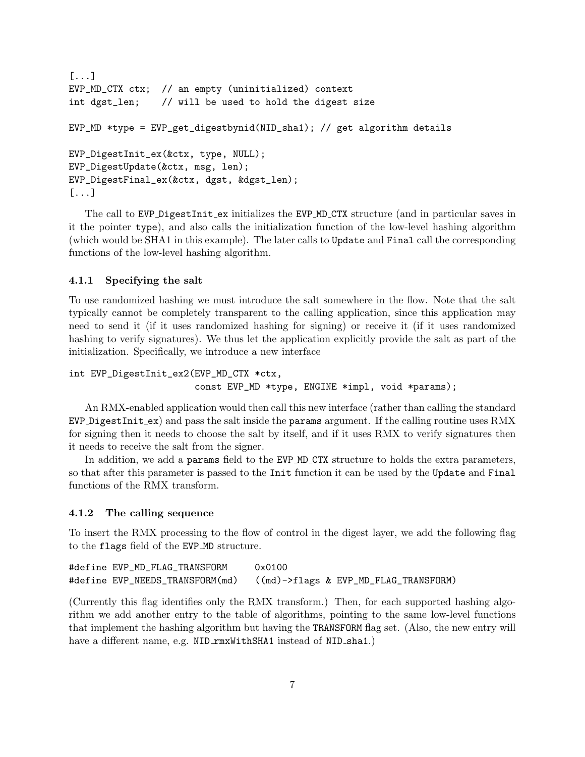```
[...]
EVP_MD_CTX ctx;  // an empty (uninitialized) context
int dgst_len;    // will be used to hold the digest size

EVP_MD *type = EVP_get_digestbynid(NID_sha1); // get algorithm details

EVP_DigestInit_ex(&ctx, type, NULL);
EVP_DigestUpdate(&ctx, msg, len);
EVP_DigestFinal_ex(&ctx, dgst, &dgst_len);
[...]
```

The call to `EVP_DigestInit_ex` initializes the `EVP_MD_CTX` structure (and in particular saves in it the pointer `type`), and also calls the initialization function of the low-level hashing algorithm (which would be SHA1 in this example). The later calls to `Update` and `Final` call the corresponding functions of the low-level hashing algorithm.

### 4.1.1 Specifying the salt

To use randomized hashing we must introduce the salt somewhere in the flow. Note that the salt typically cannot be completely transparent to the calling application, since this application may need to send it (if it uses randomized hashing for signing) or receive it (if it uses randomized hashing to verify signatures). We thus let the application explicitly provide the salt as part of the initialization. Specifically, we introduce a new interface

```
int EVP_DigestInit_ex2(EVP_MD_CTX *ctx,
                       const EVP_MD *type, ENGINE *impl, void *params);
```

An RMX-enabled application would then call this new interface (rather than calling the standard `EVP_DigestInit_ex`) and pass the salt inside the `params` argument. If the calling routine uses RMX for signing then it needs to choose the salt by itself, and if it uses RMX to verify signatures then it needs to receive the salt from the signer.

In addition, we add a `params` field to the `EVP_MD_CTX` structure to holds the extra parameters, so that after this parameter is passed to the `Init` function it can be used by the `Update` and `Final` functions of the RMX transform.

### 4.1.2 The calling sequence

To insert the RMX processing to the flow of control in the digest layer, we add the following flag to the `flags` field of the `EVP_MD` structure.

```
#define EVP_MD_FLAG_TRANSFORM      0x0100
#define EVP_NEEDS_TRANSFORM(md)    ((md)->flags & EVP_MD_FLAG_TRANSFORM)
```

(Currently this flag identifies only the RMX transform.) Then, for each supported hashing algorithm we add another entry to the table of algorithms, pointing to the same low-level functions that implement the hashing algorithm but having the `TRANSFORM` flag set. (Also, the new entry will have a different name, e.g. `NID_rmxWithSHA1` instead of `NID_sha1`.)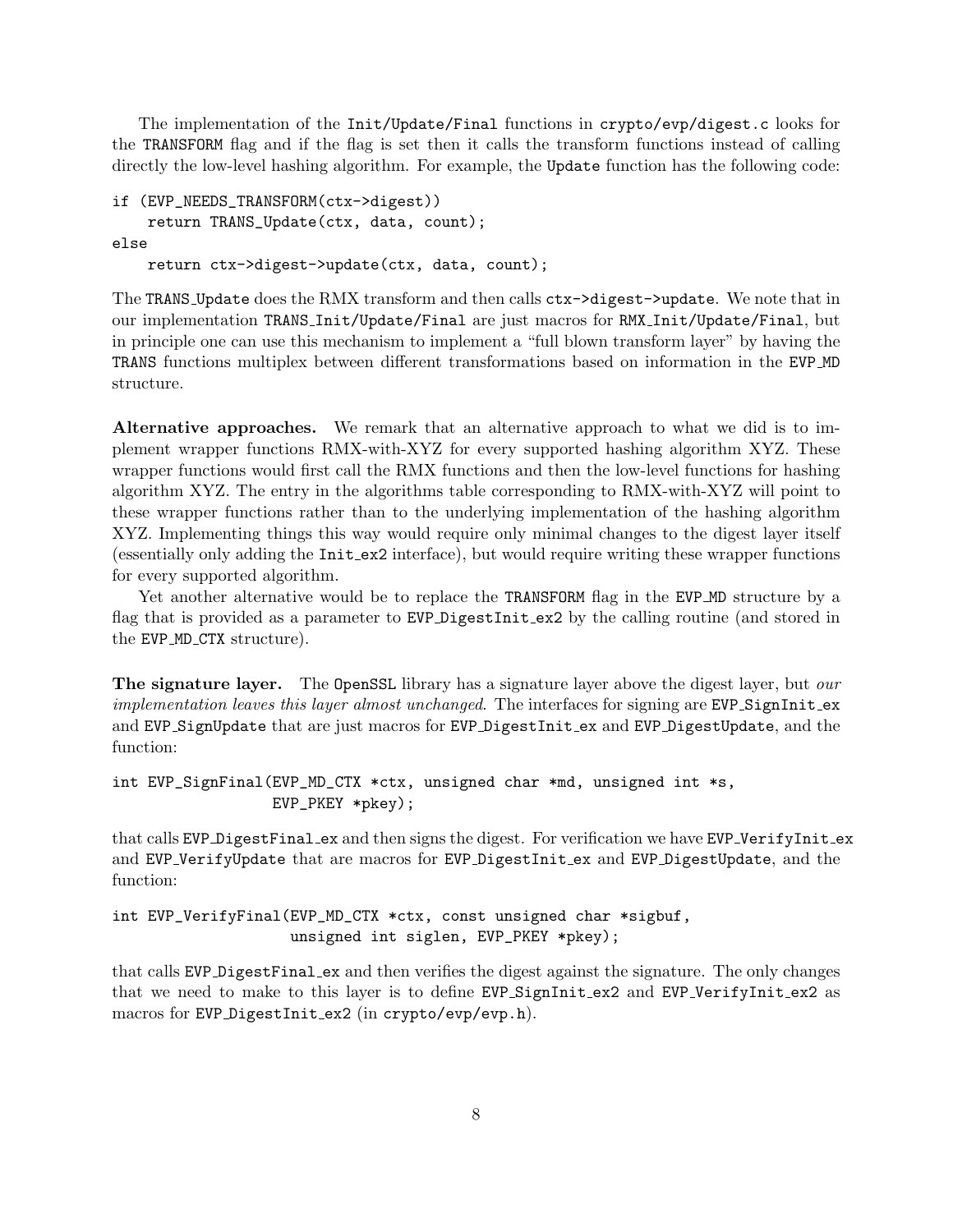The implementation of the Init/Update/Final functions in crypto/evp/digest.c looks for the TRANSFORM flag and if the flag is set then it calls the transform functions instead of calling directly the low-level hashing algorithm. For example, the Update function has the following code:

```
if (EVP_NEEDS_TRANSFORM(ctx->digest))
    return TRANS_Update(ctx, data, count);
else
    return ctx->digest->update(ctx, data, count);
```

The TRANS_Update does the RMX transform and then calls ctx->digest->update. We note that in our implementation TRANS_Init/Update/Final are just macros for RMX_Init/Update/Final, but in principle one can use this mechanism to implement a "full blown transform layer" by having the TRANS functions multiplex between different transformations based on information in the EVP_MD structure.

**Alternative approaches.** We remark that an alternative approach to what we did is to implement wrapper functions RMX-with-XYZ for every supported hashing algorithm XYZ. These wrapper functions would first call the RMX functions and then the low-level functions for hashing algorithm XYZ. The entry in the algorithms table corresponding to RMX-with-XYZ will point to these wrapper functions rather than to the underlying implementation of the hashing algorithm XYZ. Implementing things this way would require only minimal changes to the digest layer itself (essentially only adding the Init_ex2 interface), but would require writing these wrapper functions for every supported algorithm.

Yet another alternative would be to replace the TRANSFORM flag in the EVP_MD structure by a flag that is provided as a parameter to EVP_DigestInit_ex2 by the calling routine (and stored in the EVP_MD_CTX structure).

**The signature layer.** The OpenSSL library has a signature layer above the digest layer, but *our implementation leaves this layer almost unchanged*. The interfaces for signing are EVP_SignInit_ex and EVP_SignUpdate that are just macros for EVP_DigestInit_ex and EVP_DigestUpdate, and the function:

```
int EVP_SignFinal(EVP_MD_CTX *ctx, unsigned char *md, unsigned int *s,
                  EVP_PKEY *pkey);
```

that calls EVP_DigestFinal_ex and then signs the digest. For verification we have EVP_VerifyInit_ex and EVP_VerifyUpdate that are macros for EVP_DigestInit_ex and EVP_DigestUpdate, and the function:

```
int EVP_VerifyFinal(EVP_MD_CTX *ctx, const unsigned char *sigbuf,
                    unsigned int siglen, EVP_PKEY *pkey);
```

that calls EVP_DigestFinal_ex and then verifies the digest against the signature. The only changes that we need to make to this layer is to define EVP_SignInit_ex2 and EVP_VerifyInit_ex2 as macros for EVP_DigestInit_ex2 (in crypto/evp/evp.h).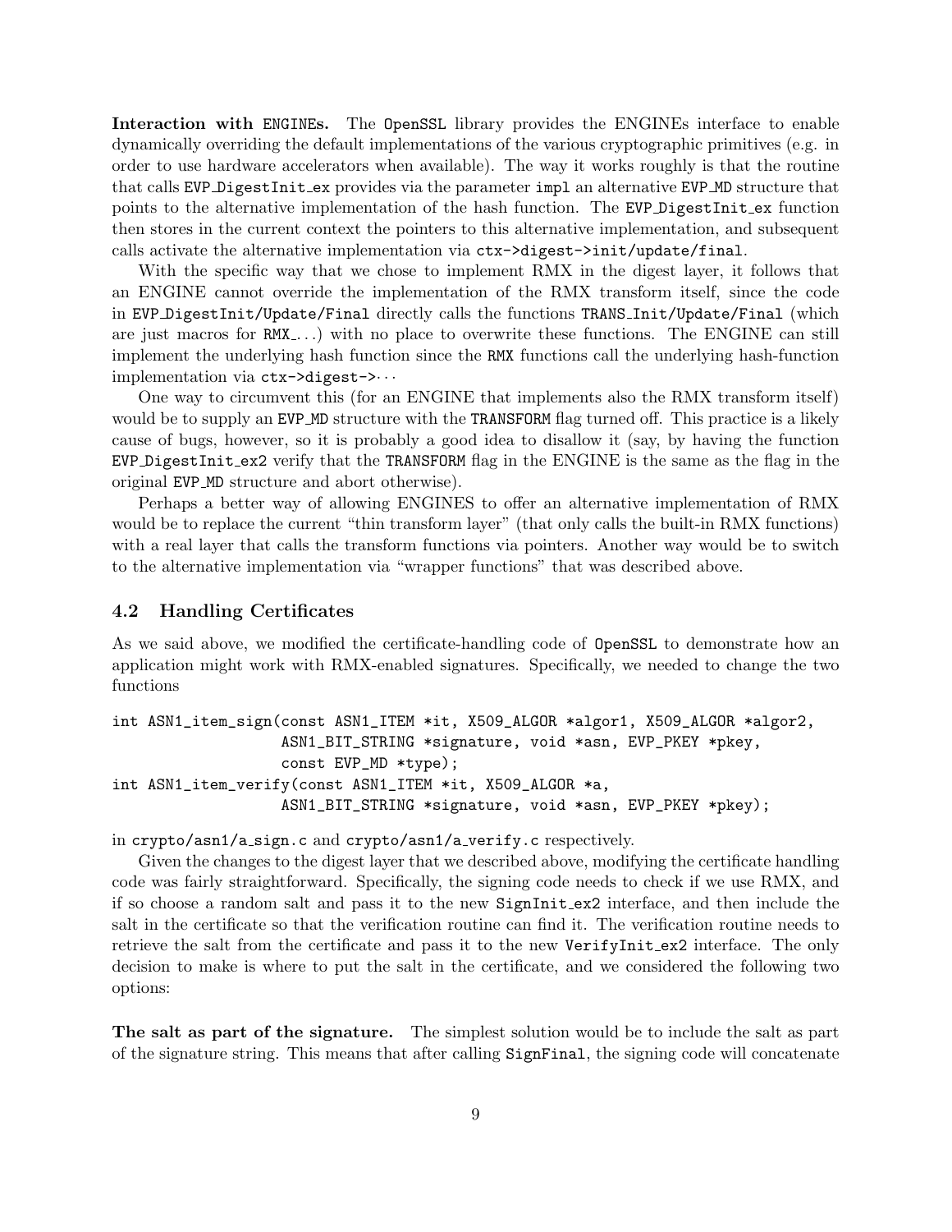**Interaction with ENGINEs.** The OpenSSL library provides the ENGINEs interface to enable dynamically overriding the default implementations of the various cryptographic primitives (e.g. in order to use hardware accelerators when available). The way it works roughly is that the routine that calls EVP_DigestInit_ex provides via the parameter impl an alternative EVP_MD structure that points to the alternative implementation of the hash function. The EVP_DigestInit_ex function then stores in the current context the pointers to this alternative implementation, and subsequent calls activate the alternative implementation via ctx->digest->init/update/final.

With the specific way that we chose to implement RMX in the digest layer, it follows that an ENGINE cannot override the implementation of the RMX transform itself, since the code in EVP_DigestInit/Update/Final directly calls the functions TRANS_Init/Update/Final (which are just macros for RMX_...) with no place to overwrite these functions. The ENGINE can still implement the underlying hash function since the RMX functions call the underlying hash-function implementation via ctx->digest->···

One way to circumvent this (for an ENGINE that implements also the RMX transform itself) would be to supply an EVP_MD structure with the TRANSFORM flag turned off. This practice is a likely cause of bugs, however, so it is probably a good idea to disallow it (say, by having the function EVP_DigestInit_ex2 verify that the TRANSFORM flag in the ENGINE is the same as the flag in the original EVP_MD structure and abort otherwise).

Perhaps a better way of allowing ENGINES to offer an alternative implementation of RMX would be to replace the current "thin transform layer" (that only calls the built-in RMX functions) with a real layer that calls the transform functions via pointers. Another way would be to switch to the alternative implementation via "wrapper functions" that was described above.

### 4.2 Handling Certificates

As we said above, we modified the certificate-handling code of OpenSSL to demonstrate how an application might work with RMX-enabled signatures. Specifically, we needed to change the two functions

```
int ASN1_item_sign(const ASN1_ITEM *it, X509_ALGOR *algor1, X509_ALGOR *algor2,
                   ASN1_BIT_STRING *signature, void *asn, EVP_PKEY *pkey,
                   const EVP_MD *type);
int ASN1_item_verify(const ASN1_ITEM *it, X509_ALGOR *a,
                   ASN1_BIT_STRING *signature, void *asn, EVP_PKEY *pkey);
```

in crypto/asn1/a_sign.c and crypto/asn1/a_verify.c respectively.

Given the changes to the digest layer that we described above, modifying the certificate handling code was fairly straightforward. Specifically, the signing code needs to check if we use RMX, and if so choose a random salt and pass it to the new SignInit_ex2 interface, and then include the salt in the certificate so that the verification routine can find it. The verification routine needs to retrieve the salt from the certificate and pass it to the new VerifyInit_ex2 interface. The only decision to make is where to put the salt in the certificate, and we considered the following two options:

**The salt as part of the signature.** The simplest solution would be to include the salt as part of the signature string. This means that after calling SignFinal, the signing code will concatenate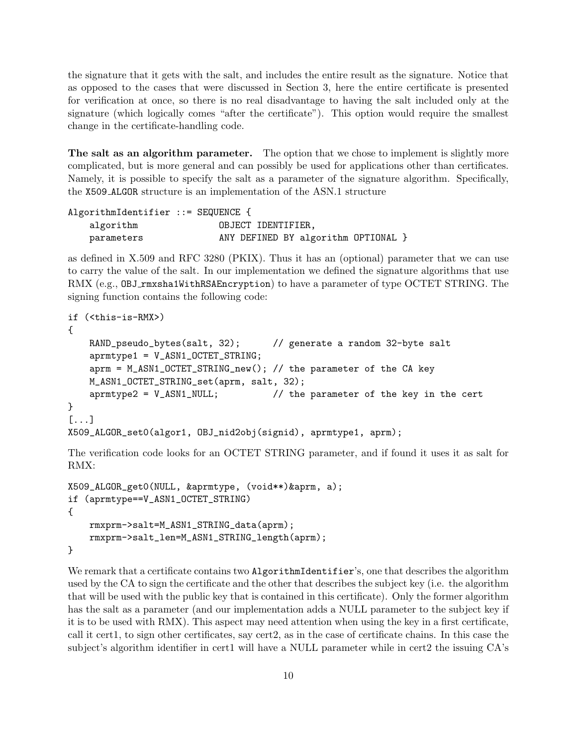the signature that it gets with the salt, and includes the entire result as the signature. Notice that as opposed to the cases that were discussed in Section 3, here the entire certificate is presented for verification at once, so there is no real disadvantage to having the salt included only at the signature (which logically comes "after the certificate"). This option would require the smallest change in the certificate-handling code.

**The salt as an algorithm parameter.** The option that we chose to implement is slightly more complicated, but is more general and can possibly be used for applications other than certificates. Namely, it is possible to specify the salt as a parameter of the signature algorithm. Specifically, the `X509_ALGOR` structure is an implementation of the ASN.1 structure

```
AlgorithmIdentifier ::= SEQUENCE {
    algorithm              OBJECT IDENTIFIER,
    parameters             ANY DEFINED BY algorithm OPTIONAL }
```

as defined in X.509 and RFC 3280 (PKIX). Thus it has an (optional) parameter that we can use to carry the value of the salt. In our implementation we defined the signature algorithms that use RMX (e.g., `OBJ_rmxsha1WithRSAEncryption`) to have a parameter of type OCTET STRING. The signing function contains the following code:

```
if (<this-is-RMX>)
{
    RAND_pseudo_bytes(salt, 32);      // generate a random 32-byte salt
    aprmtype1 = V_ASN1_OCTET_STRING;
    aprm = M_ASN1_OCTET_STRING_new(); // the parameter of the CA key
    M_ASN1_OCTET_STRING_set(aprm, salt, 32);
    aprmtype2 = V_ASN1_NULL;          // the parameter of the key in the cert
}
[...]
X509_ALGOR_set0(algor1, OBJ_nid2obj(signid), aprmtype1, aprm);
```

The verification code looks for an OCTET STRING parameter, and if found it uses it as salt for RMX:

```
X509_ALGOR_get0(NULL, &aprmtype, (void**)&aprm, a);
if (aprmtype==V_ASN1_OCTET_STRING)
{
    rmxprm->salt=M_ASN1_STRING_data(aprm);
    rmxprm->salt_len=M_ASN1_STRING_length(aprm);
}
```

We remark that a certificate contains two `AlgorithmIdentifier`'s, one that describes the algorithm used by the CA to sign the certificate and the other that describes the subject key (i.e. the algorithm that will be used with the public key that is contained in this certificate). Only the former algorithm has the salt as a parameter (and our implementation adds a NULL parameter to the subject key if it is to be used with RMX). This aspect may need attention when using the key in a first certificate, call it cert1, to sign other certificates, say cert2, as in the case of certificate chains. In this case the subject's algorithm identifier in cert1 will have a NULL parameter while in cert2 the issuing CA's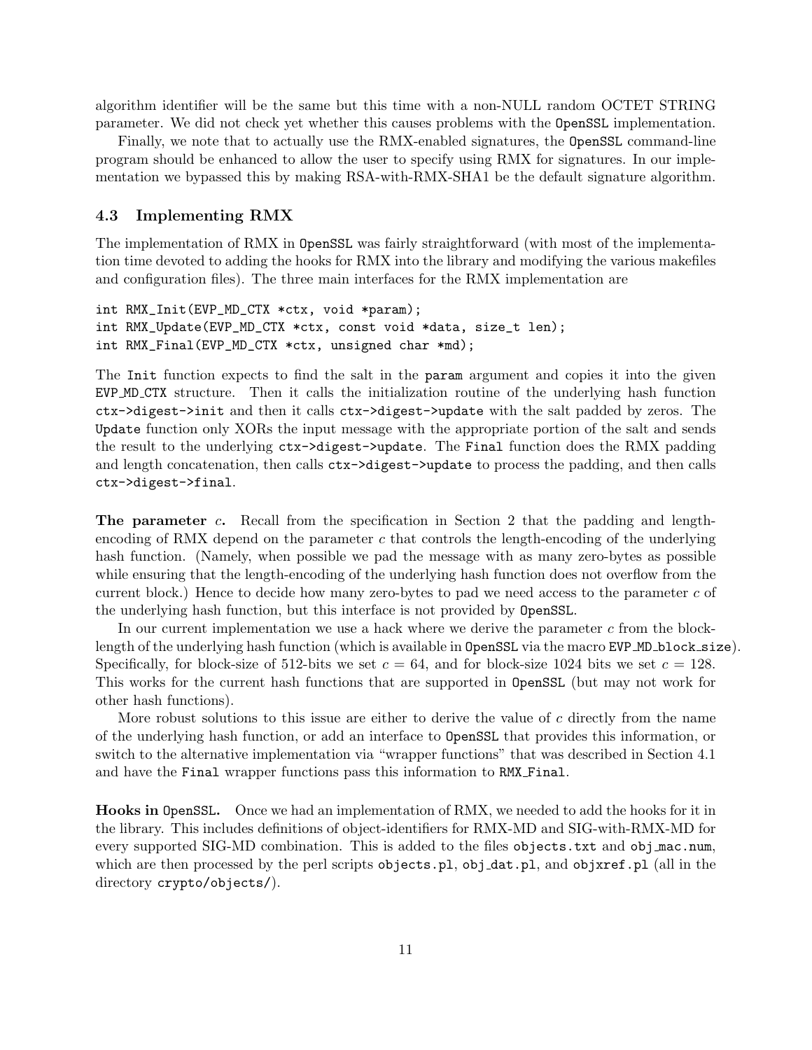algorithm identifier will be the same but this time with a non-NULL random OCTET STRING parameter. We did not check yet whether this causes problems with the OpenSSL implementation.

Finally, we note that to actually use the RMX-enabled signatures, the OpenSSL command-line program should be enhanced to allow the user to specify using RMX for signatures. In our implementation we bypassed this by making RSA-with-RMX-SHA1 be the default signature algorithm.

### 4.3 Implementing RMX

The implementation of RMX in OpenSSL was fairly straightforward (with most of the implementation time devoted to adding the hooks for RMX into the library and modifying the various makefiles and configuration files). The three main interfaces for the RMX implementation are

```
int RMX_Init(EVP_MD_CTX *ctx, void *param);
int RMX_Update(EVP_MD_CTX *ctx, const void *data, size_t len);
int RMX_Final(EVP_MD_CTX *ctx, unsigned char *md);
```

The `Init` function expects to find the salt in the `param` argument and copies it into the given `EVP_MD_CTX` structure. Then it calls the initialization routine of the underlying hash function `ctx->digest->init` and then it calls `ctx->digest->update` with the salt padded by zeros. The `Update` function only XORs the input message with the appropriate portion of the salt and sends the result to the underlying `ctx->digest->update`. The `Final` function does the RMX padding and length concatenation, then calls `ctx->digest->update` to process the padding, and then calls `ctx->digest->final`.

**The parameter $c$.** Recall from the specification in Section 2 that the padding and length-encoding of RMX depend on the parameter $c$ that controls the length-encoding of the underlying hash function. (Namely, when possible we pad the message with as many zero-bytes as possible while ensuring that the length-encoding of the underlying hash function does not overflow from the current block.) Hence to decide how many zero-bytes to pad we need access to the parameter $c$ of the underlying hash function, but this interface is not provided by OpenSSL.

In our current implementation we use a hack where we derive the parameter $c$ from the block-length of the underlying hash function (which is available in OpenSSL via the macro `EVP_MD_block_size`). Specifically, for block-size of 512-bits we set $c = 64$, and for block-size 1024 bits we set $c = 128$. This works for the current hash functions that are supported in OpenSSL (but may not work for other hash functions).

More robust solutions to this issue are either to derive the value of $c$ directly from the name of the underlying hash function, or add an interface to OpenSSL that provides this information, or switch to the alternative implementation via "wrapper functions" that was described in Section 4.1 and have the `Final` wrapper functions pass this information to `RMX_Final`.

**Hooks in OpenSSL.** Once we had an implementation of RMX, we needed to add the hooks for it in the library. This includes definitions of object-identifiers for RMX-MD and SIG-with-RMX-MD for every supported SIG-MD combination. This is added to the files `objects.txt` and `obj_mac.num`, which are then processed by the perl scripts `objects.pl`, `obj_dat.pl`, and `objxref.pl` (all in the directory `crypto/objects/`).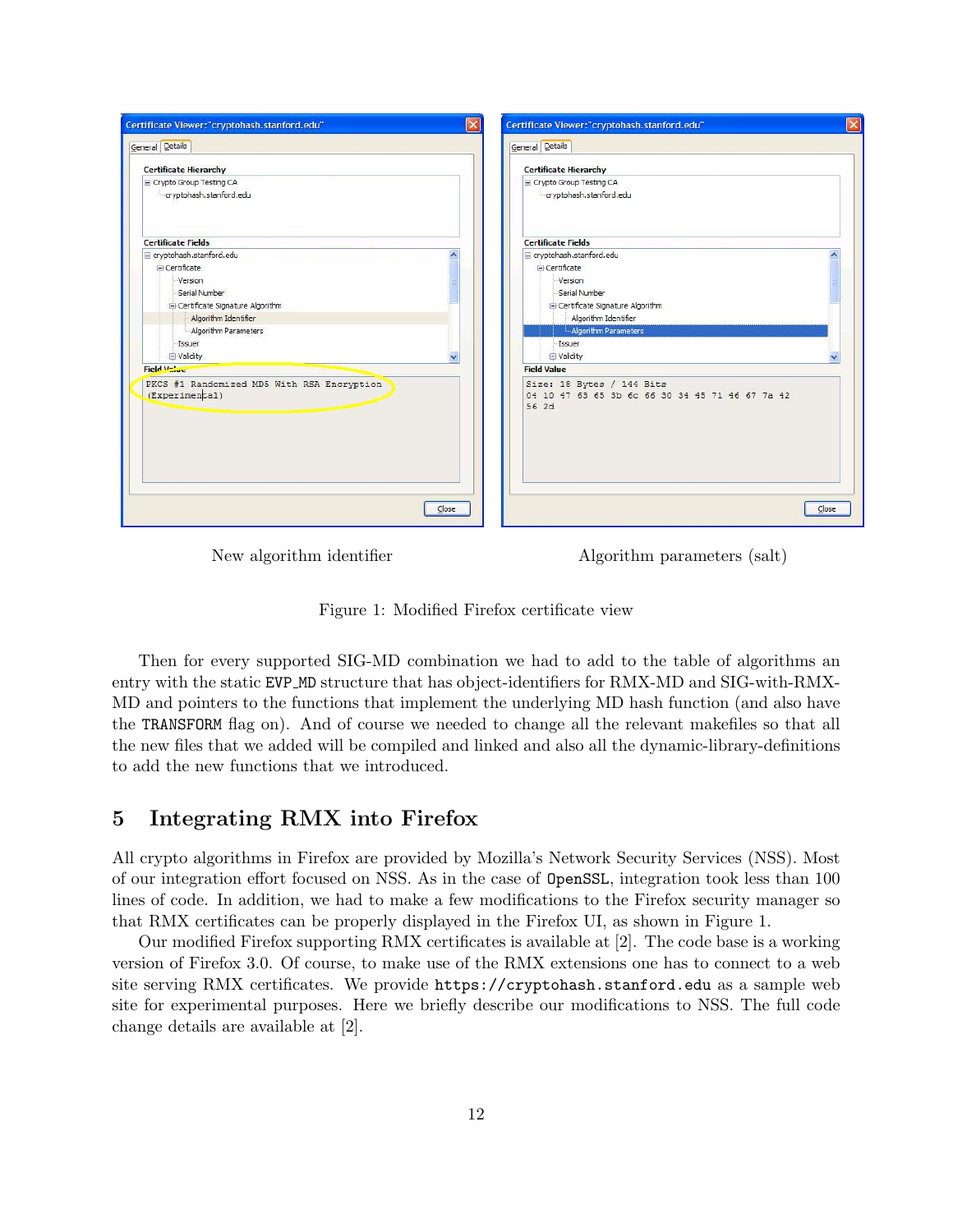New algorithm identifier

Algorithm parameters (salt)

Figure 1: Modified Firefox certificate view

Then for every supported SIG-MD combination we had to add to the table of algorithms an entry with the static `EVP_MD` structure that has object-identifiers for RMX-MD and SIG-with-RMX-MD and pointers to the functions that implement the underlying MD hash function (and also have the `TRANSFORM` flag on). And of course we needed to change all the relevant makefiles so that all the new files that we added will be compiled and linked and also all the dynamic-library-definitions to add the new functions that we introduced.

# 5 Integrating RMX into Firefox

All crypto algorithms in Firefox are provided by Mozilla's Network Security Services (NSS). Most of our integration effort focused on NSS. As in the case of `OpenSSL`, integration took less than 100 lines of code. In addition, we had to make a few modifications to the Firefox security manager so that RMX certificates can be properly displayed in the Firefox UI, as shown in Figure 1.

Our modified Firefox supporting RMX certificates is available at [2]. The code base is a working version of Firefox 3.0. Of course, to make use of the RMX extensions one has to connect to a web site serving RMX certificates. We provide `https://cryptohash.stanford.edu` as a sample web site for experimental purposes. Here we briefly describe our modifications to NSS. The full code change details are available at [2].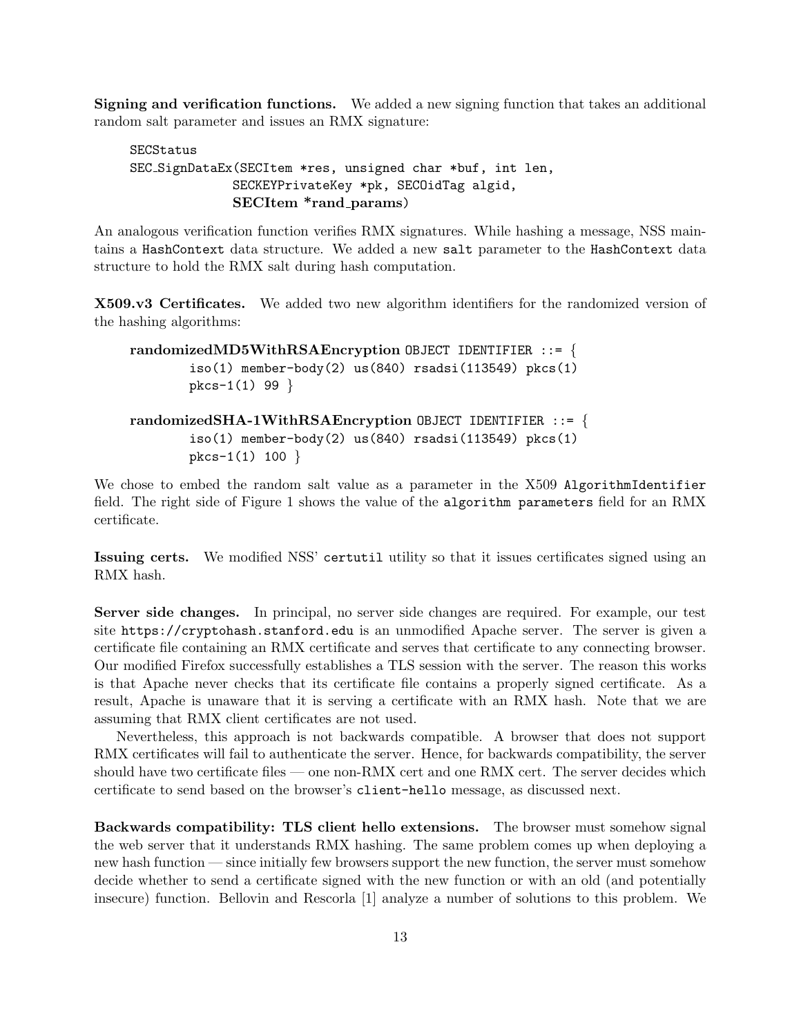**Signing and verification functions.** We added a new signing function that takes an additional random salt parameter and issues an RMX signature:

```
SECStatus
SEC_SignDataEx(SECItem *res, unsigned char *buf, int len,
               SECKEYPrivateKey *pk, SECOidTag algid,
               SECItem *rand_params)
```

An analogous verification function verifies RMX signatures. While hashing a message, NSS maintains a `HashContext` data structure. We added a new `salt` parameter to the `HashContext` data structure to hold the RMX salt during hash computation.

**X509.v3 Certificates.** We added two new algorithm identifiers for the randomized version of the hashing algorithms:

```
randomizedMD5WithRSAEncryption OBJECT IDENTIFIER ::= {
        iso(1) member-body(2) us(840) rsadsi(113549) pkcs(1)
        pkcs-1(1) 99 }

randomizedSHA-1WithRSAEncryption OBJECT IDENTIFIER ::= {
        iso(1) member-body(2) us(840) rsadsi(113549) pkcs(1)
        pkcs-1(1) 100 }
```

We chose to embed the random salt value as a parameter in the X509 `AlgorithmIdentifier` field. The right side of Figure 1 shows the value of the `algorithm parameters` field for an RMX certificate.

**Issuing certs.** We modified NSS' `certutil` utility so that it issues certificates signed using an RMX hash.

**Server side changes.** In principal, no server side changes are required. For example, our test site `https://cryptohash.stanford.edu` is an unmodified Apache server. The server is given a certificate file containing an RMX certificate and serves that certificate to any connecting browser. Our modified Firefox successfully establishes a TLS session with the server. The reason this works is that Apache never checks that its certificate file contains a properly signed certificate. As a result, Apache is unaware that it is serving a certificate with an RMX hash. Note that we are assuming that RMX client certificates are not used.

Nevertheless, this approach is not backwards compatible. A browser that does not support RMX certificates will fail to authenticate the server. Hence, for backwards compatibility, the server should have two certificate files — one non-RMX cert and one RMX cert. The server decides which certificate to send based on the browser's `client-hello` message, as discussed next.

**Backwards compatibility: TLS client hello extensions.** The browser must somehow signal the web server that it understands RMX hashing. The same problem comes up when deploying a new hash function — since initially few browsers support the new function, the server must somehow decide whether to send a certificate signed with the new function or with an old (and potentially insecure) function. Bellovin and Rescorla [1] analyze a number of solutions to this problem. We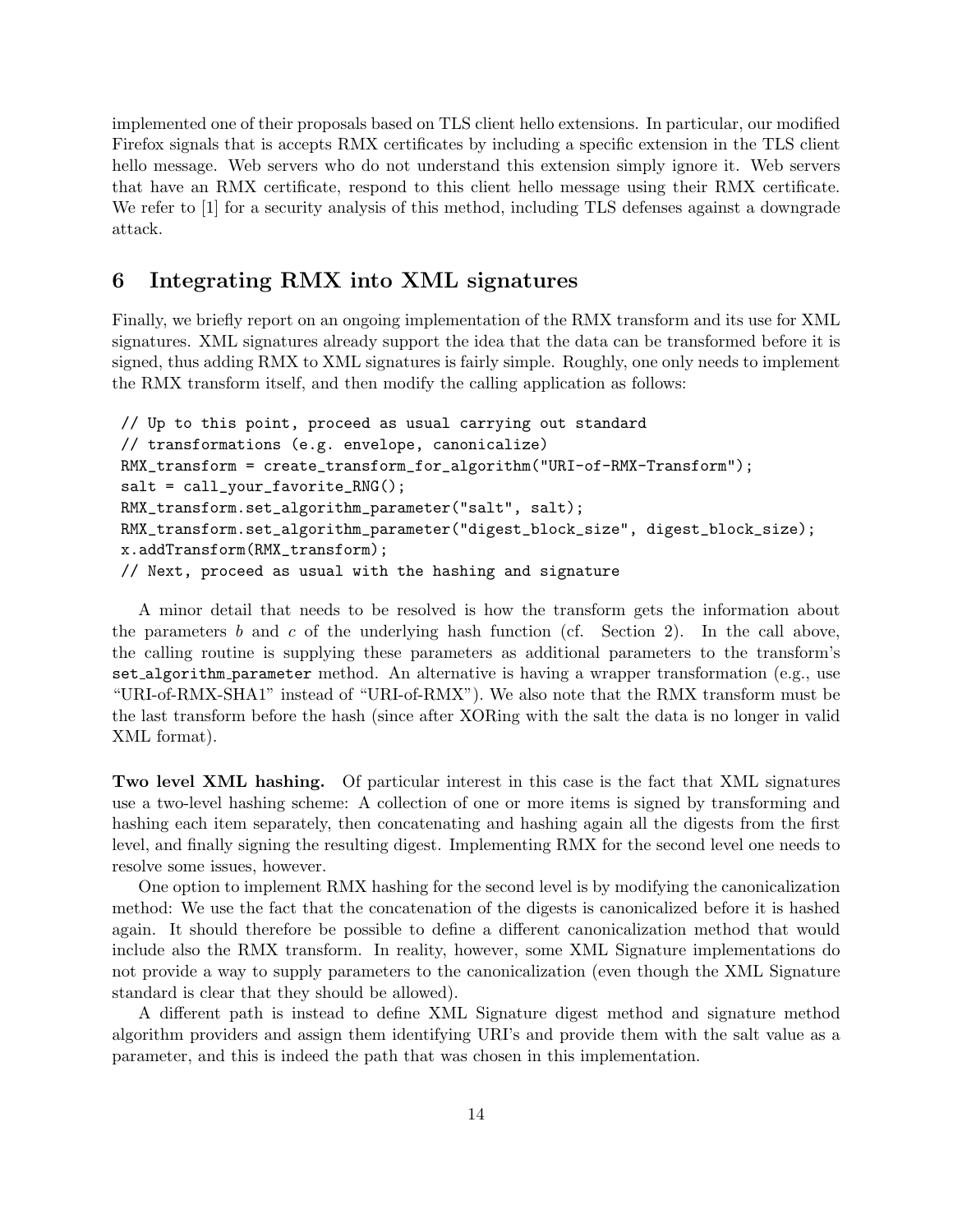implemented one of their proposals based on TLS client hello extensions. In particular, our modified Firefox signals that is accepts RMX certificates by including a specific extension in the TLS client hello message. Web servers who do not understand this extension simply ignore it. Web servers that have an RMX certificate, respond to this client hello message using their RMX certificate. We refer to [1] for a security analysis of this method, including TLS defenses against a downgrade attack.

## 6 Integrating RMX into XML signatures

Finally, we briefly report on an ongoing implementation of the RMX transform and its use for XML signatures. XML signatures already support the idea that the data can be transformed before it is signed, thus adding RMX to XML signatures is fairly simple. Roughly, one only needs to implement the RMX transform itself, and then modify the calling application as follows:

```
// Up to this point, proceed as usual carrying out standard
// transformations (e.g. envelope, canonicalize)
RMX_transform = create_transform_for_algorithm("URI-of-RMX-Transform");
salt = call_your_favorite_RNG();
RMX_transform.set_algorithm_parameter("salt", salt);
RMX_transform.set_algorithm_parameter("digest_block_size", digest_block_size);
x.addTransform(RMX_transform);
// Next, proceed as usual with the hashing and signature
```

A minor detail that needs to be resolved is how the transform gets the information about the parameters $b$ and $c$ of the underlying hash function (cf. Section 2). In the call above, the calling routine is supplying these parameters as additional parameters to the transform's `set_algorithm_parameter` method. An alternative is having a wrapper transformation (e.g., use "URI-of-RMX-SHA1" instead of "URI-of-RMX"). We also note that the RMX transform must be the last transform before the hash (since after XORing with the salt the data is no longer in valid XML format).

**Two level XML hashing.** Of particular interest in this case is the fact that XML signatures use a two-level hashing scheme: A collection of one or more items is signed by transforming and hashing each item separately, then concatenating and hashing again all the digests from the first level, and finally signing the resulting digest. Implementing RMX for the second level one needs to resolve some issues, however.

One option to implement RMX hashing for the second level is by modifying the canonicalization method: We use the fact that the concatenation of the digests is canonicalized before it is hashed again. It should therefore be possible to define a different canonicalization method that would include also the RMX transform. In reality, however, some XML Signature implementations do not provide a way to supply parameters to the canonicalization (even though the XML Signature standard is clear that they should be allowed).

A different path is instead to define XML Signature digest method and signature method algorithm providers and assign them identifying URI's and provide them with the salt value as a parameter, and this is indeed the path that was chosen in this implementation.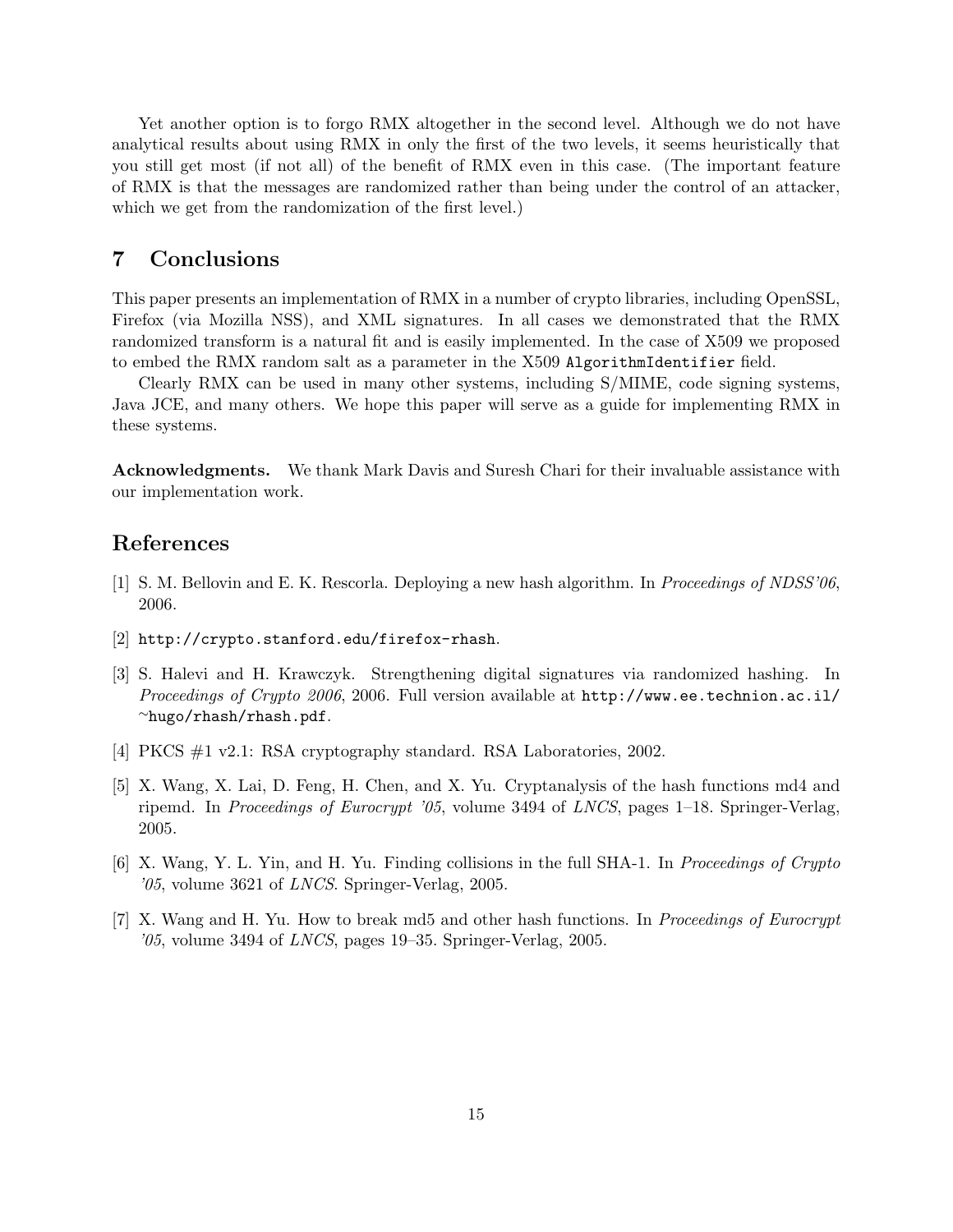Yet another option is to forgo RMX altogether in the second level. Although we do not have analytical results about using RMX in only the first of the two levels, it seems heuristically that you still get most (if not all) of the benefit of RMX even in this case. (The important feature of RMX is that the messages are randomized rather than being under the control of an attacker, which we get from the randomization of the first level.)

## 7 Conclusions

This paper presents an implementation of RMX in a number of crypto libraries, including OpenSSL, Firefox (via Mozilla NSS), and XML signatures. In all cases we demonstrated that the RMX randomized transform is a natural fit and is easily implemented. In the case of X509 we proposed to embed the RMX random salt as a parameter in the X509 `AlgorithmIdentifier` field.

Clearly RMX can be used in many other systems, including S/MIME, code signing systems, Java JCE, and many others. We hope this paper will serve as a guide for implementing RMX in these systems.

**Acknowledgments.** We thank Mark Davis and Suresh Chari for their invaluable assistance with our implementation work.

## References

[1] S. M. Bellovin and E. K. Rescorla. Deploying a new hash algorithm. In *Proceedings of NDSS'06*, 2006.

[2] `http://crypto.stanford.edu/firefox-rhash`.

[3] S. Halevi and H. Krawczyk. Strengthening digital signatures via randomized hashing. In *Proceedings of Crypto 2006*, 2006. Full version available at `http://www.ee.technion.ac.il/~hugo/rhash/rhash.pdf`.

[4] PKCS #1 v2.1: RSA cryptography standard. RSA Laboratories, 2002.

[5] X. Wang, X. Lai, D. Feng, H. Chen, and X. Yu. Cryptanalysis of the hash functions md4 and ripemd. In *Proceedings of Eurocrypt '05*, volume 3494 of *LNCS*, pages 1–18. Springer-Verlag, 2005.

[6] X. Wang, Y. L. Yin, and H. Yu. Finding collisions in the full SHA-1. In *Proceedings of Crypto '05*, volume 3621 of *LNCS*. Springer-Verlag, 2005.

[7] X. Wang and H. Yu. How to break md5 and other hash functions. In *Proceedings of Eurocrypt '05*, volume 3494 of *LNCS*, pages 19–35. Springer-Verlag, 2005.